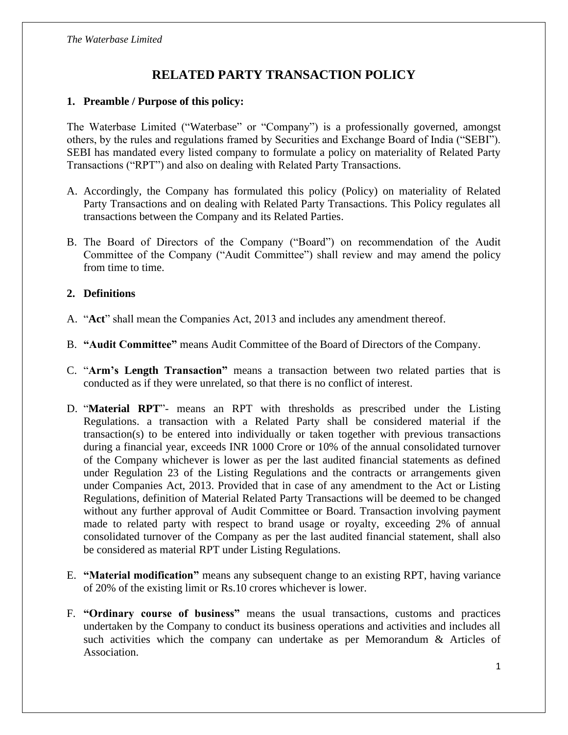# RELATED PARTY TRANSACTION POLICY

## 1. Preamble / Purpose of this policy:

The Waterbase Limited ("Waterbase" or "Company") is a professionally governed, amongst others, by the rules and regulations framed by Securities and Exchange Board of India ("SEBI"). SEBI has mandated every listed company to formulate a policy on materiality of Related Party Transactions ("RPT") and also on dealing with Related Party Transactions.

A. Accordingly, the Company has formulated this policy (Policy) on materiality of Related Party Transactions and on dealing with Related Party Transactions. This Policy regulates all transactions between the Company and its Related Parties.

B. The Board of Directors of the Company ("Board") on recommendation of the Audit Committee of the Company ("Audit Committee") shall review and may amend the policy from time to time.

## 2. Definitions

A. "**Act**" shall mean the Companies Act, 2013 and includes any amendment thereof.

B. **"Audit Committee"** means Audit Committee of the Board of Directors of the Company.

C. "**Arm's Length Transaction"** means a transaction between two related parties that is conducted as if they were unrelated, so that there is no conflict of interest.

D. "**Material RPT**"- means an RPT with thresholds as prescribed under the Listing Regulations. a transaction with a Related Party shall be considered material if the transaction(s) to be entered into individually or taken together with previous transactions during a financial year, exceeds INR 1000 Crore or 10% of the annual consolidated turnover of the Company whichever is lower as per the last audited financial statements as defined under Regulation 23 of the Listing Regulations and the contracts or arrangements given under Companies Act, 2013. Provided that in case of any amendment to the Act or Listing Regulations, definition of Material Related Party Transactions will be deemed to be changed without any further approval of Audit Committee or Board. Transaction involving payment made to related party with respect to brand usage or royalty, exceeding 2% of annual consolidated turnover of the Company as per the last audited financial statement, shall also be considered as material RPT under Listing Regulations.

E. **"Material modification"** means any subsequent change to an existing RPT, having variance of 20% of the existing limit or Rs.10 crores whichever is lower.

F. **"Ordinary course of business"** means the usual transactions, customs and practices undertaken by the Company to conduct its business operations and activities and includes all such activities which the company can undertake as per Memorandum & Articles of Association.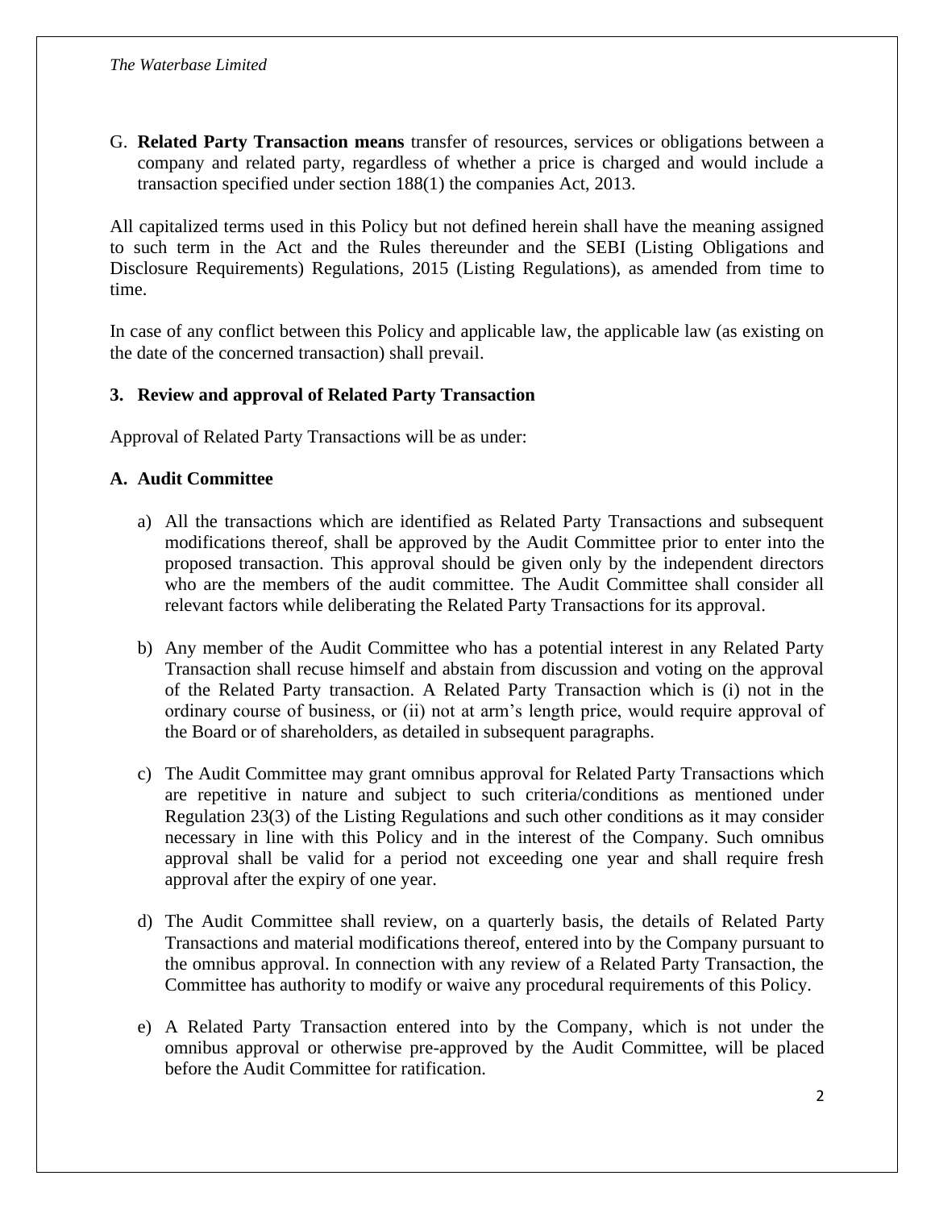G. **Related Party Transaction means** transfer of resources, services or obligations between a company and related party, regardless of whether a price is charged and would include a transaction specified under section 188(1) the companies Act, 2013.

All capitalized terms used in this Policy but not defined herein shall have the meaning assigned to such term in the Act and the Rules thereunder and the SEBI (Listing Obligations and Disclosure Requirements) Regulations, 2015 (Listing Regulations), as amended from time to time.

In case of any conflict between this Policy and applicable law, the applicable law (as existing on the date of the concerned transaction) shall prevail.

## 3. Review and approval of Related Party Transaction

Approval of Related Party Transactions will be as under:

### A. Audit Committee

a) All the transactions which are identified as Related Party Transactions and subsequent modifications thereof, shall be approved by the Audit Committee prior to enter into the proposed transaction. This approval should be given only by the independent directors who are the members of the audit committee. The Audit Committee shall consider all relevant factors while deliberating the Related Party Transactions for its approval.

b) Any member of the Audit Committee who has a potential interest in any Related Party Transaction shall recuse himself and abstain from discussion and voting on the approval of the Related Party transaction. A Related Party Transaction which is (i) not in the ordinary course of business, or (ii) not at arm's length price, would require approval of the Board or of shareholders, as detailed in subsequent paragraphs.

c) The Audit Committee may grant omnibus approval for Related Party Transactions which are repetitive in nature and subject to such criteria/conditions as mentioned under Regulation 23(3) of the Listing Regulations and such other conditions as it may consider necessary in line with this Policy and in the interest of the Company. Such omnibus approval shall be valid for a period not exceeding one year and shall require fresh approval after the expiry of one year.

d) The Audit Committee shall review, on a quarterly basis, the details of Related Party Transactions and material modifications thereof, entered into by the Company pursuant to the omnibus approval. In connection with any review of a Related Party Transaction, the Committee has authority to modify or waive any procedural requirements of this Policy.

e) A Related Party Transaction entered into by the Company, which is not under the omnibus approval or otherwise pre-approved by the Audit Committee, will be placed before the Audit Committee for ratification.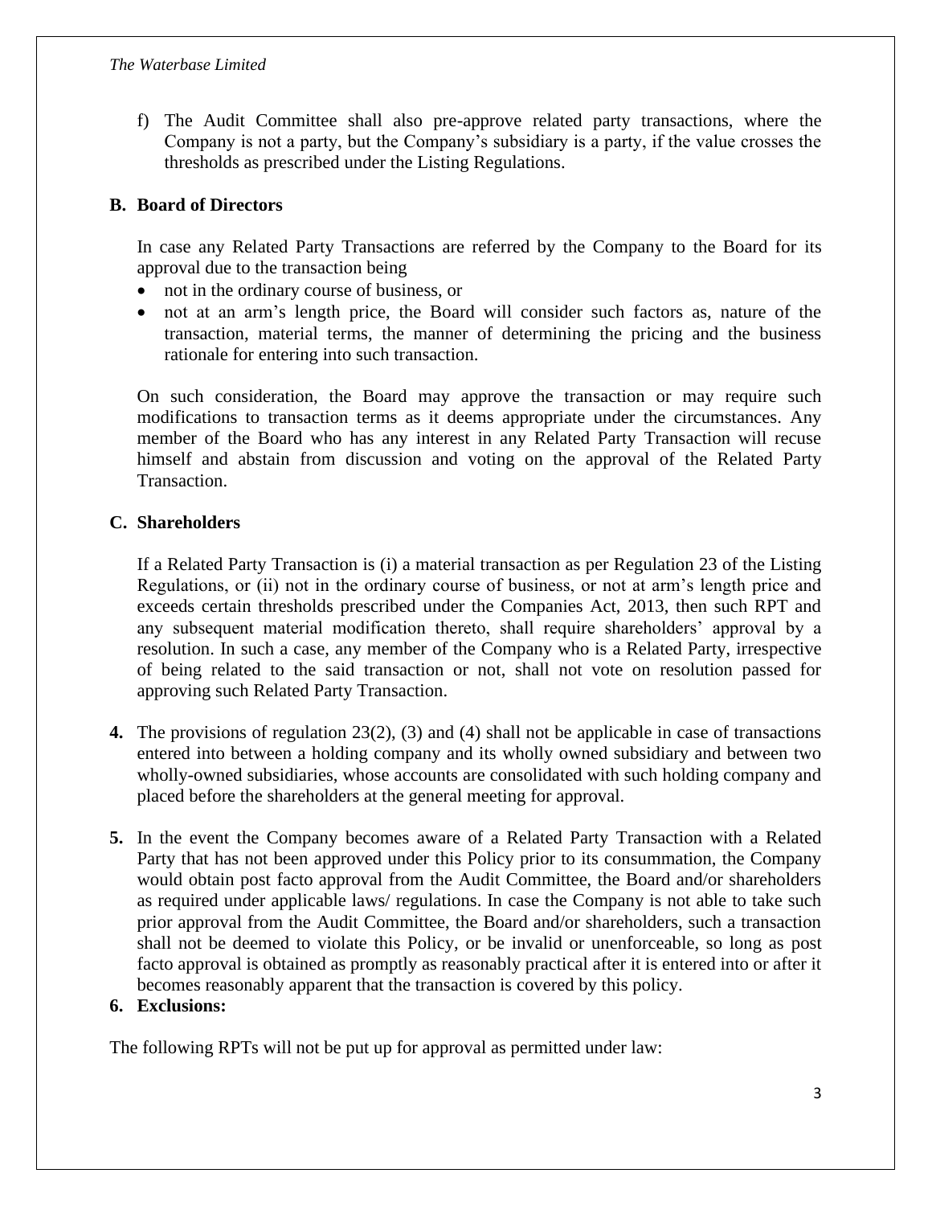f) The Audit Committee shall also pre-approve related party transactions, where the Company is not a party, but the Company's subsidiary is a party, if the value crosses the thresholds as prescribed under the Listing Regulations.

**B. Board of Directors**

In case any Related Party Transactions are referred by the Company to the Board for its approval due to the transaction being

- not in the ordinary course of business, or
- not at an arm's length price, the Board will consider such factors as, nature of the transaction, material terms, the manner of determining the pricing and the business rationale for entering into such transaction.

On such consideration, the Board may approve the transaction or may require such modifications to transaction terms as it deems appropriate under the circumstances. Any member of the Board who has any interest in any Related Party Transaction will recuse himself and abstain from discussion and voting on the approval of the Related Party Transaction.

**C. Shareholders**

If a Related Party Transaction is (i) a material transaction as per Regulation 23 of the Listing Regulations, or (ii) not in the ordinary course of business, or not at arm's length price and exceeds certain thresholds prescribed under the Companies Act, 2013, then such RPT and any subsequent material modification thereto, shall require shareholders' approval by a resolution. In such a case, any member of the Company who is a Related Party, irrespective of being related to the said transaction or not, shall not vote on resolution passed for approving such Related Party Transaction.

**4.** The provisions of regulation 23(2), (3) and (4) shall not be applicable in case of transactions entered into between a holding company and its wholly owned subsidiary and between two wholly-owned subsidiaries, whose accounts are consolidated with such holding company and placed before the shareholders at the general meeting for approval.

**5.** In the event the Company becomes aware of a Related Party Transaction with a Related Party that has not been approved under this Policy prior to its consummation, the Company would obtain post facto approval from the Audit Committee, the Board and/or shareholders as required under applicable laws/ regulations. In case the Company is not able to take such prior approval from the Audit Committee, the Board and/or shareholders, such a transaction shall not be deemed to violate this Policy, or be invalid or unenforceable, so long as post facto approval is obtained as promptly as reasonably practical after it is entered into or after it becomes reasonably apparent that the transaction is covered by this policy.

**6. Exclusions:**

The following RPTs will not be put up for approval as permitted under law: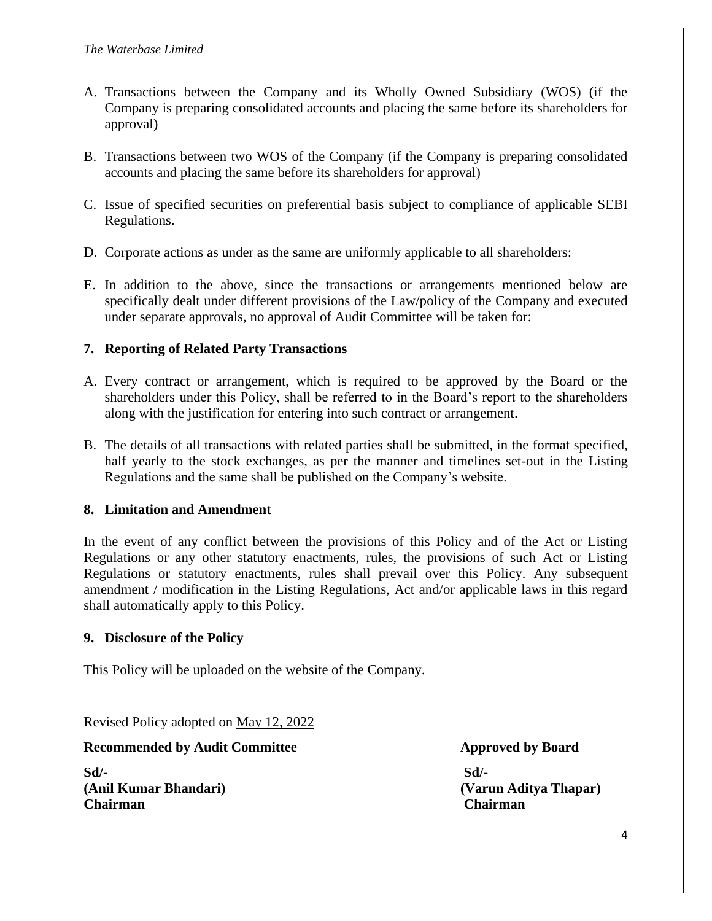A. Transactions between the Company and its Wholly Owned Subsidiary (WOS) (if the Company is preparing consolidated accounts and placing the same before its shareholders for approval)

B. Transactions between two WOS of the Company (if the Company is preparing consolidated accounts and placing the same before its shareholders for approval)

C. Issue of specified securities on preferential basis subject to compliance of applicable SEBI Regulations.

D. Corporate actions as under as the same are uniformly applicable to all shareholders:

E. In addition to the above, since the transactions or arrangements mentioned below are specifically dealt under different provisions of the Law/policy of the Company and executed under separate approvals, no approval of Audit Committee will be taken for:

## 7. Reporting of Related Party Transactions

A. Every contract or arrangement, which is required to be approved by the Board or the shareholders under this Policy, shall be referred to in the Board's report to the shareholders along with the justification for entering into such contract or arrangement.

B. The details of all transactions with related parties shall be submitted, in the format specified, half yearly to the stock exchanges, as per the manner and timelines set-out in the Listing Regulations and the same shall be published on the Company's website.

## 8. Limitation and Amendment

In the event of any conflict between the provisions of this Policy and of the Act or Listing Regulations or any other statutory enactments, rules, the provisions of such Act or Listing Regulations or statutory enactments, rules shall prevail over this Policy. Any subsequent amendment / modification in the Listing Regulations, Act and/or applicable laws in this regard shall automatically apply to this Policy.

## 9. Disclosure of the Policy

This Policy will be uploaded on the website of the Company.

Revised Policy adopted on May 12, 2022

**Recommended by Audit Committee**

**Sd/-**
**(Anil Kumar Bhandari)**
**Chairman**

**Approved by Board**

**Sd/-**
**(Varun Aditya Thapar)**
**Chairman**